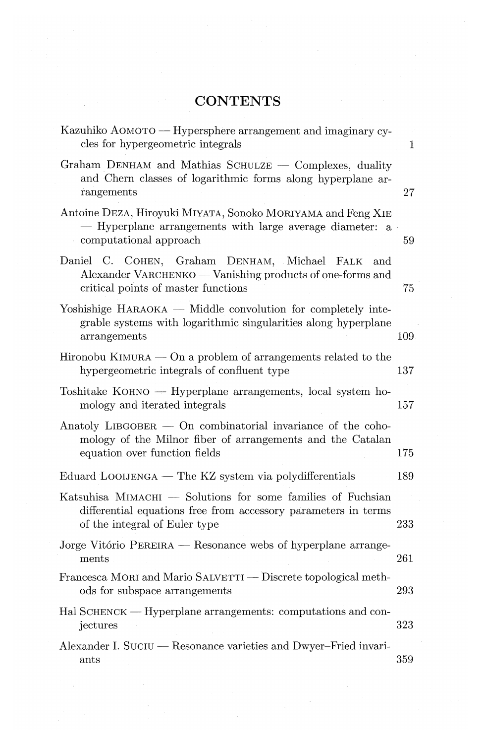# CONTENTS

Kazuhiko AOMOTO — Hypersphere arrangement and imaginary cycles for hypergeometric integrals 1

Graham DENHAM and Mathias SCHULZE — Complexes, duality and Chern classes of logarithmic forms along hyperplane arrangements 27

Antoine DEZA, Hiroyuki MIYATA, Sonoko MORIYAMA and Feng XIE — Hyperplane arrangements with large average diameter: a computational approach 59

Daniel C. COHEN, Graham DENHAM, Michael FALK and Alexander VARCHENKO — Vanishing products of one-forms and critical points of master functions 75

Yoshishige HARAOKA — Middle convolution for completely integrable systems with logarithmic singularities along hyperplane arrangements 109

Hironobu KIMURA — On a problem of arrangements related to the hypergeometric integrals of confluent type 137

Toshitake KOHNO — Hyperplane arrangements, local system homology and iterated integrals 157

Anatoly LIBGOBER — On combinatorial invariance of the cohomology of the Milnor fiber of arrangements and the Catalan equation over function fields 175

Eduard LOOIJENGA — The KZ system via polydifferentials 189

Katsuhisa MIMACHI — Solutions for some families of Fuchsian differential equations free from accessory parameters in terms of the integral of Euler type 233

Jorge Vitório PEREIRA — Resonance webs of hyperplane arrangements 261

Francesca MORI and Mario SALVETTI — Discrete topological methods for subspace arrangements 293

Hal SCHENCK — Hyperplane arrangements: computations and conjectures 323

Alexander I. SUCIU — Resonance varieties and Dwyer–Fried invariants 359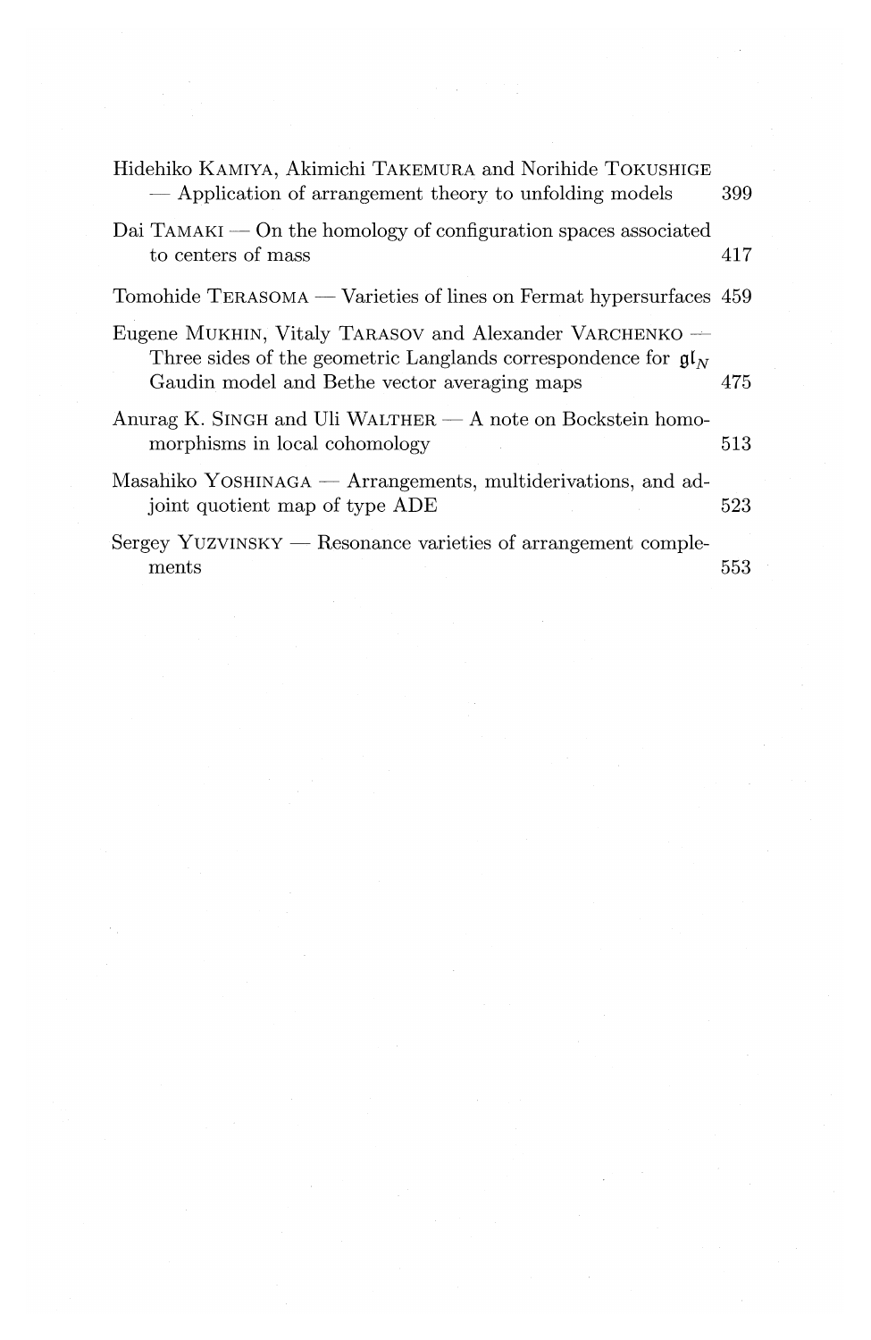Hidehiko Kamiya, Akimichi Takemura and Norihide Tokushige — Application of arrangement theory to unfolding models 399

Dai Tamaki — On the homology of configuration spaces associated to centers of mass 417

Tomohide Terasoma — Varieties of lines on Fermat hypersurfaces 459

Eugene Mukhin, Vitaly Tarasov and Alexander Varchenko — Three sides of the geometric Langlands correspondence for $\mathfrak{gl}_N$ Gaudin model and Bethe vector averaging maps 475

Anurag K. Singh and Uli Walther — A note on Bockstein homomorphisms in local cohomology 513

Masahiko Yoshinaga — Arrangements, multiderivations, and adjoint quotient map of type ADE 523

Sergey Yuzvinsky — Resonance varieties of arrangement complements 553